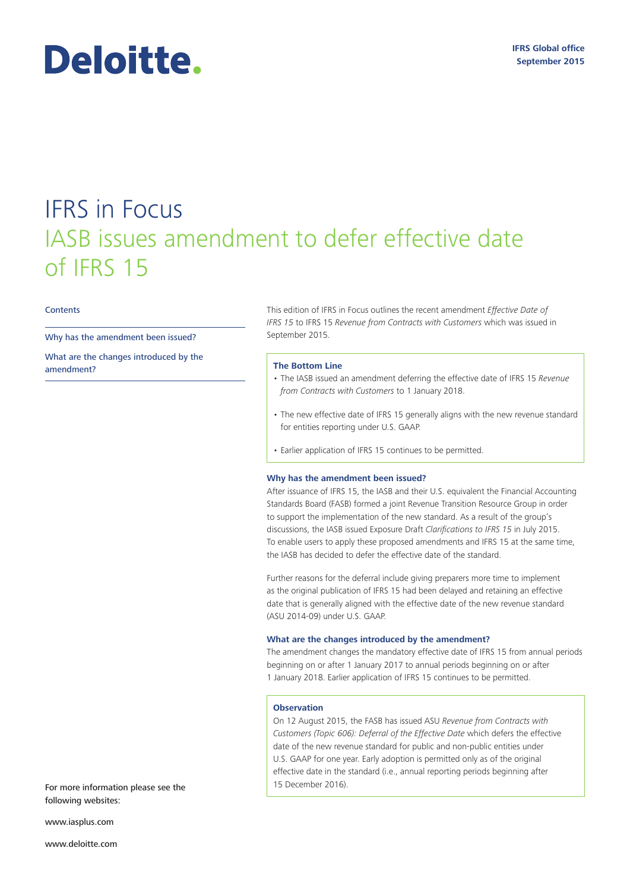Deloitte.

**IFRS Global office**
**September 2015**

# IFRS in Focus
## IASB issues amendment to defer effective date of IFRS 15

Contents

Why has the amendment been issued?

What are the changes introduced by the amendment?

This edition of IFRS in Focus outlines the recent amendment *Effective Date of IFRS 15* to IFRS 15 *Revenue from Contracts with Customers* which was issued in September 2015.

**The Bottom Line**

- The IASB issued an amendment deferring the effective date of IFRS 15 *Revenue from Contracts with Customers* to 1 January 2018.
- The new effective date of IFRS 15 generally aligns with the new revenue standard for entities reporting under U.S. GAAP.
- Earlier application of IFRS 15 continues to be permitted.

### Why has the amendment been issued?

After issuance of IFRS 15, the IASB and their U.S. equivalent the Financial Accounting Standards Board (FASB) formed a joint Revenue Transition Resource Group in order to support the implementation of the new standard. As a result of the group's discussions, the IASB issued Exposure Draft *Clarifications to IFRS 15* in July 2015. To enable users to apply these proposed amendments and IFRS 15 at the same time, the IASB has decided to defer the effective date of the standard.

Further reasons for the deferral include giving preparers more time to implement as the original publication of IFRS 15 had been delayed and retaining an effective date that is generally aligned with the effective date of the new revenue standard (ASU 2014-09) under U.S. GAAP.

### What are the changes introduced by the amendment?

The amendment changes the mandatory effective date of IFRS 15 from annual periods beginning on or after 1 January 2017 to annual periods beginning on or after 1 January 2018. Earlier application of IFRS 15 continues to be permitted.

**Observation**

On 12 August 2015, the FASB has issued ASU *Revenue from Contracts with Customers (Topic 606): Deferral of the Effective Date* which defers the effective date of the new revenue standard for public and non-public entities under U.S. GAAP for one year. Early adoption is permitted only as of the original effective date in the standard (i.e., annual reporting periods beginning after 15 December 2016).

For more information please see the following websites:

www.iasplus.com

www.deloitte.com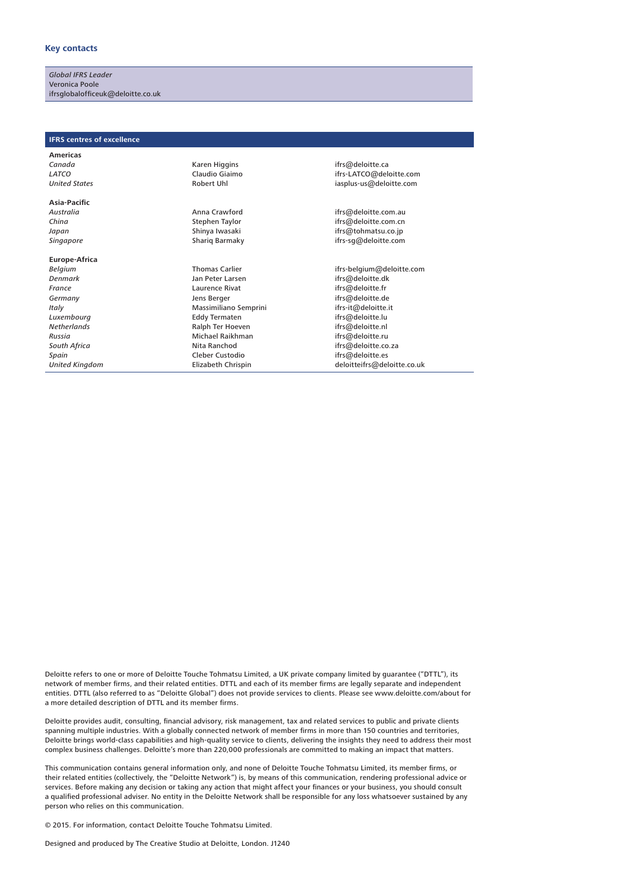## Key contacts

| | |
|---|---|
| *Global IFRS Leader* | |
| Veronica Poole | |
| ifrsglobalofficeuk@deloitte.co.uk | |

| IFRS centres of excellence | | |
|---|---|---|
| **Americas** | | |
| *Canada* | Karen Higgins | ifrs@deloitte.ca |
| *LATCO* | Claudio Giaimo | ifrs-LATCO@deloitte.com |
| *United States* | Robert Uhl | iasplus-us@deloitte.com |
| **Asia-Pacific** | | |
| *Australia* | Anna Crawford | ifrs@deloitte.com.au |
| *China* | Stephen Taylor | ifrs@deloitte.com.cn |
| *Japan* | Shinya Iwasaki | ifrs@tohmatsu.co.jp |
| *Singapore* | Shariq Barmaky | ifrs-sg@deloitte.com |
| **Europe-Africa** | | |
| *Belgium* | Thomas Carlier | ifrs-belgium@deloitte.com |
| *Denmark* | Jan Peter Larsen | ifrs@deloitte.dk |
| *France* | Laurence Rivat | ifrs@deloitte.fr |
| *Germany* | Jens Berger | ifrs@deloitte.de |
| *Italy* | Massimiliano Semprini | ifrs-it@deloitte.it |
| *Luxembourg* | Eddy Termaten | ifrs@deloitte.lu |
| *Netherlands* | Ralph Ter Hoeven | ifrs@deloitte.nl |
| *Russia* | Michael Raikhman | ifrs@deloitte.ru |
| *South Africa* | Nita Ranchod | ifrs@deloitte.co.za |
| *Spain* | Cleber Custodio | ifrs@deloitte.es |
| *United Kingdom* | Elizabeth Chrispin | deloitteifrs@deloitte.co.uk |

Deloitte refers to one or more of Deloitte Touche Tohmatsu Limited, a UK private company limited by guarantee ("DTTL"), its network of member firms, and their related entities. DTTL and each of its member firms are legally separate and independent entities. DTTL (also referred to as "Deloitte Global") does not provide services to clients. Please see www.deloitte.com/about for a more detailed description of DTTL and its member firms.

Deloitte provides audit, consulting, financial advisory, risk management, tax and related services to public and private clients spanning multiple industries. With a globally connected network of member firms in more than 150 countries and territories, Deloitte brings world-class capabilities and high-quality service to clients, delivering the insights they need to address their most complex business challenges. Deloitte's more than 220,000 professionals are committed to making an impact that matters.

This communication contains general information only, and none of Deloitte Touche Tohmatsu Limited, its member firms, or their related entities (collectively, the "Deloitte Network") is, by means of this communication, rendering professional advice or services. Before making any decision or taking any action that might affect your finances or your business, you should consult a qualified professional adviser. No entity in the Deloitte Network shall be responsible for any loss whatsoever sustained by any person who relies on this communication.

© 2015. For information, contact Deloitte Touche Tohmatsu Limited.

Designed and produced by The Creative Studio at Deloitte, London. J1240